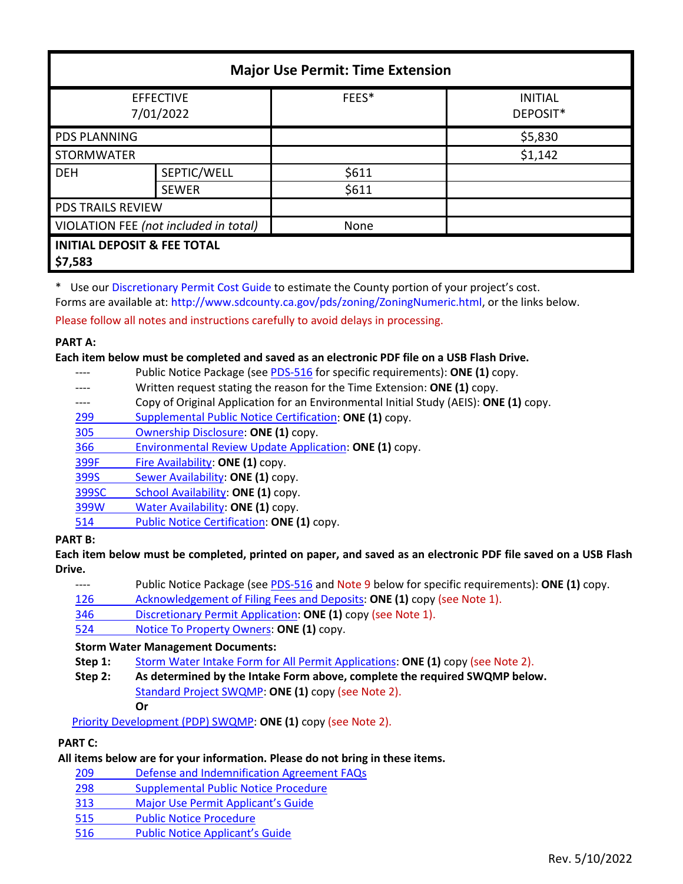| Major Use Permit: Time Extension | | | |
|---|---|---|---|
| EFFECTIVE 7/01/2022 | | FEES* | INITIAL DEPOSIT* |
| PDS PLANNING | | | $5,830 |
| STORMWATER | | | $1,142 |
| DEH | SEPTIC/WELL | $611 | |
| | SEWER | $611 | |
| PDS TRAILS REVIEW | | | |
| VIOLATION FEE *(not included in total)* | | None | |
| **INITIAL DEPOSIT & FEE TOTAL $7,583** | | | |

\* Use our Discretionary Permit Cost Guide to estimate the County portion of your project's cost.
Forms are available at: http://www.sdcounty.ca.gov/pds/zoning/ZoningNumeric.html, or the links below.

Please follow all notes and instructions carefully to avoid delays in processing.

**PART A:**

**Each item below must be completed and saved as an electronic PDF file on a USB Flash Drive.**

- ---- Public Notice Package (see PDS-516 for specific requirements): **ONE (1)** copy.
- ---- Written request stating the reason for the Time Extension: **ONE (1)** copy.
- ---- Copy of Original Application for an Environmental Initial Study (AEIS): **ONE (1)** copy.
- 299 Supplemental Public Notice Certification: **ONE (1)** copy.
- 305 Ownership Disclosure: **ONE (1)** copy.
- 366 Environmental Review Update Application: **ONE (1)** copy.
- 399F Fire Availability: **ONE (1)** copy.
- 399S Sewer Availability: **ONE (1)** copy.
- 399SC School Availability: **ONE (1)** copy.
- 399W Water Availability: **ONE (1)** copy.
- 514 Public Notice Certification: **ONE (1)** copy.

**PART B:**

**Each item below must be completed, printed on paper, and saved as an electronic PDF file saved on a USB Flash Drive.**

- ---- Public Notice Package (see PDS-516 and Note 9 below for specific requirements): **ONE (1)** copy.
- 126 Acknowledgement of Filing Fees and Deposits: **ONE (1)** copy (see Note 1).
- 346 Discretionary Permit Application: **ONE (1)** copy (see Note 1).
- 524 Notice To Property Owners: **ONE (1)** copy.

**Storm Water Management Documents:**

**Step 1:** Storm Water Intake Form for All Permit Applications: **ONE (1)** copy (see Note 2).

**Step 2:** **As determined by the Intake Form above, complete the required SWQMP below.**
Standard Project SWQMP: **ONE (1)** copy (see Note 2).
**Or**
Priority Development (PDP) SWQMP: **ONE (1)** copy (see Note 2).

**PART C:**

**All items below are for your information. Please do not bring in these items.**

- 209 Defense and Indemnification Agreement FAQs
- 298 Supplemental Public Notice Procedure
- 313 Major Use Permit Applicant's Guide
- 515 Public Notice Procedure
- 516 Public Notice Applicant's Guide

Rev. 5/10/2022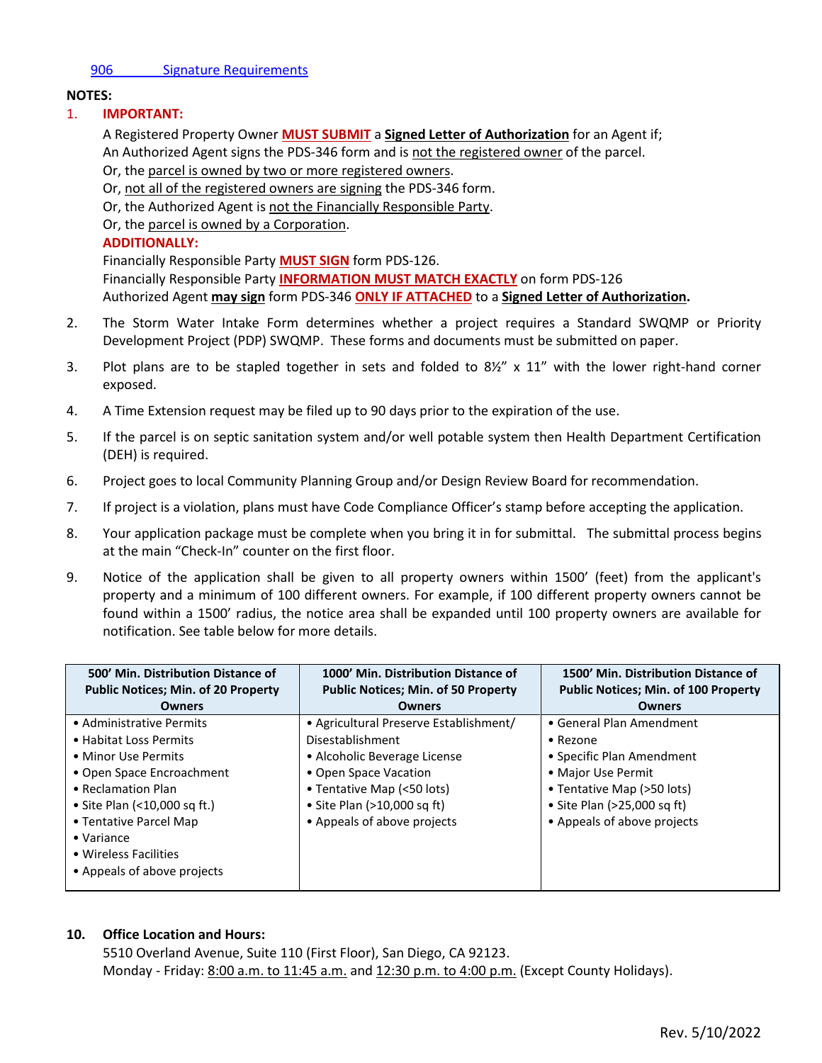906 Signature Requirements

**NOTES:**

1. **IMPORTANT:**

   A Registered Property Owner **MUST SUBMIT** a **Signed Letter of Authorization** for an Agent if;
   An Authorized Agent signs the PDS-346 form and is not the registered owner of the parcel.
   Or, the parcel is owned by two or more registered owners.
   Or, not all of the registered owners are signing the PDS-346 form.
   Or, the Authorized Agent is not the Financially Responsible Party.
   Or, the parcel is owned by a Corporation.

   **ADDITIONALLY:**

   Financially Responsible Party **MUST SIGN** form PDS-126.
   Financially Responsible Party **INFORMATION MUST MATCH EXACTLY** on form PDS-126
   Authorized Agent **may sign** form PDS-346 **ONLY IF ATTACHED** to a **Signed Letter of Authorization.**

2. The Storm Water Intake Form determines whether a project requires a Standard SWQMP or Priority Development Project (PDP) SWQMP. These forms and documents must be submitted on paper.

3. Plot plans are to be stapled together in sets and folded to 8½" x 11" with the lower right-hand corner exposed.

4. A Time Extension request may be filed up to 90 days prior to the expiration of the use.

5. If the parcel is on septic sanitation system and/or well potable system then Health Department Certification (DEH) is required.

6. Project goes to local Community Planning Group and/or Design Review Board for recommendation.

7. If project is a violation, plans must have Code Compliance Officer's stamp before accepting the application.

8. Your application package must be complete when you bring it in for submittal. The submittal process begins at the main "Check-In" counter on the first floor.

9. Notice of the application shall be given to all property owners within 1500' (feet) from the applicant's property and a minimum of 100 different owners. For example, if 100 different property owners cannot be found within a 1500' radius, the notice area shall be expanded until 100 property owners are available for notification. See table below for more details.

| 500' Min. Distribution Distance of Public Notices; Min. of 20 Property Owners | 1000' Min. Distribution Distance of Public Notices; Min. of 50 Property Owners | 1500' Min. Distribution Distance of Public Notices; Min. of 100 Property Owners |
|---|---|---|
| • Administrative Permits<br>• Habitat Loss Permits<br>• Minor Use Permits<br>• Open Space Encroachment<br>• Reclamation Plan<br>• Site Plan (<10,000 sq ft.)<br>• Tentative Parcel Map<br>• Variance<br>• Wireless Facilities<br>• Appeals of above projects | • Agricultural Preserve Establishment/ Disestablishment<br>• Alcoholic Beverage License<br>• Open Space Vacation<br>• Tentative Map (<50 lots)<br>• Site Plan (>10,000 sq ft)<br>• Appeals of above projects | • General Plan Amendment<br>• Rezone<br>• Specific Plan Amendment<br>• Major Use Permit<br>• Tentative Map (>50 lots)<br>• Site Plan (>25,000 sq ft)<br>• Appeals of above projects |

10. **Office Location and Hours:**

    5510 Overland Avenue, Suite 110 (First Floor), San Diego, CA 92123.
    Monday - Friday: 8:00 a.m. to 11:45 a.m. and 12:30 p.m. to 4:00 p.m. (Except County Holidays).

Rev. 5/10/2022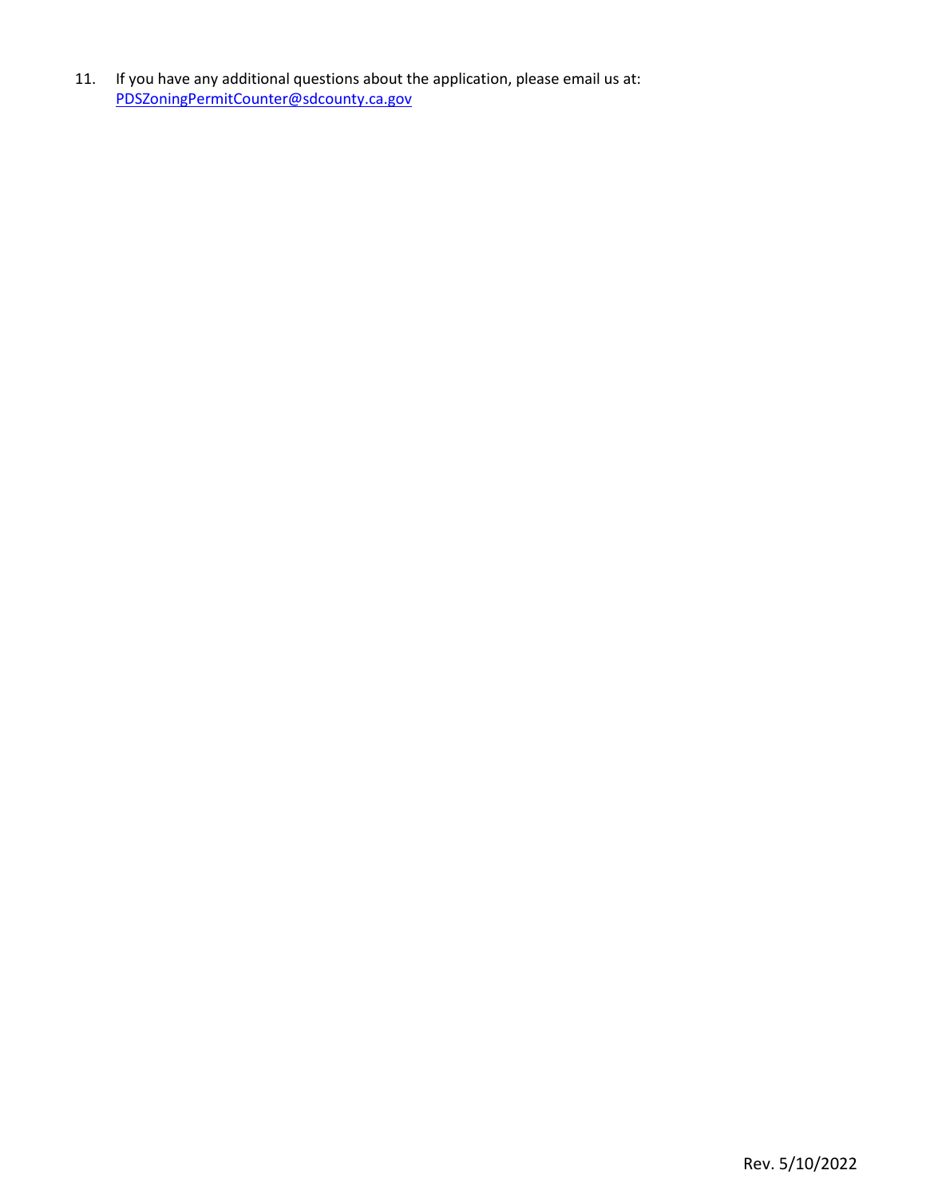11. If you have any additional questions about the application, please email us at: PDSZoningPermitCounter@sdcounty.ca.gov

Rev. 5/10/2022